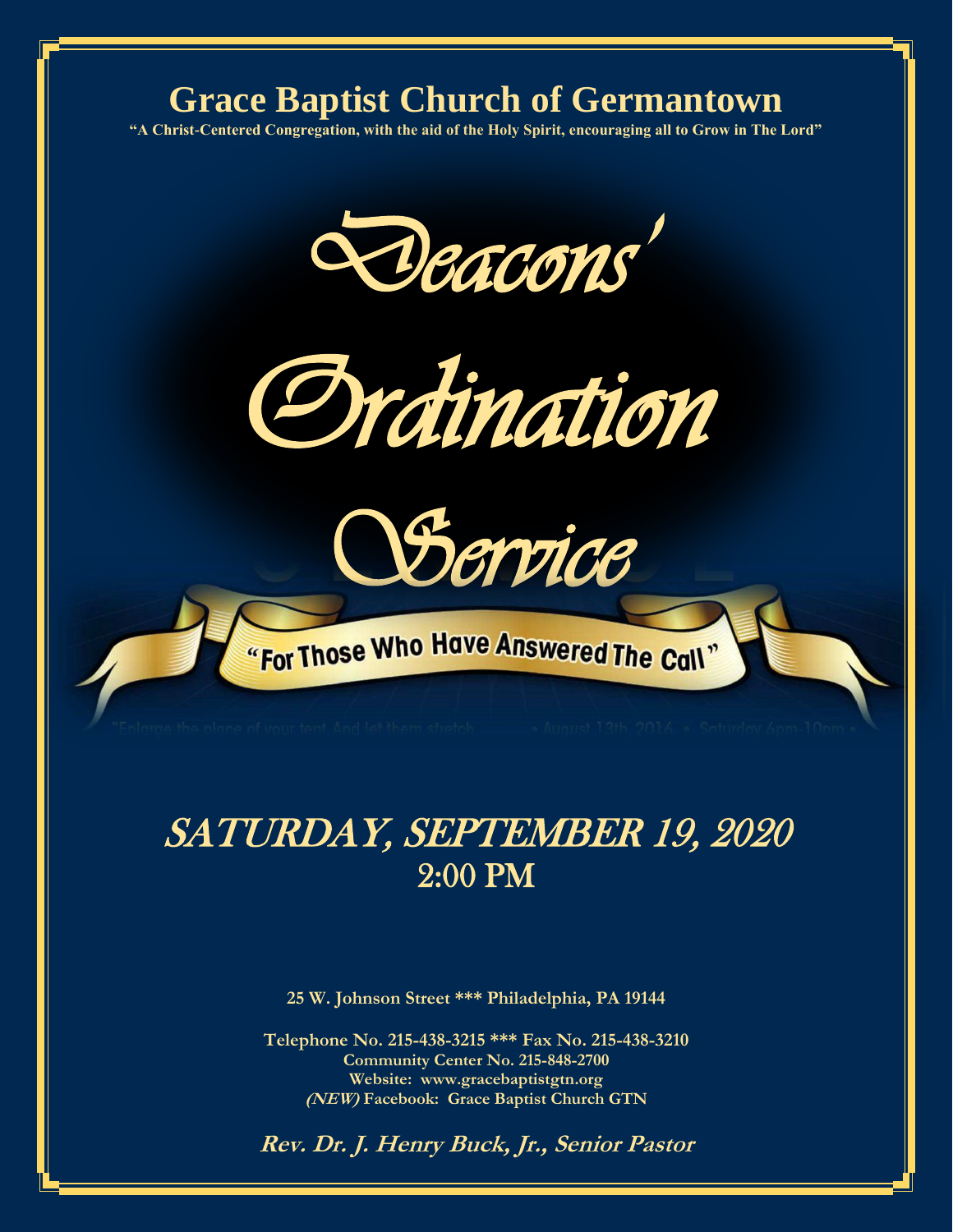# Grace Baptist Church of Germantown

**"A Christ-Centered Congregation, with the aid of the Holy Spirit, encouraging all to Grow in The Lord"**

# *Deacons' Ordination Service*

"For Those Who Have Answered The Call"

"Enlarge the place of your tent And let them stretch • August 13th, 2016 • Saturday 6pm-10pm •

## SATURDAY, SEPTEMBER 19, 2020
## 2:00 PM

**25 W. Johnson Street \*\*\* Philadelphia, PA 19144**

**Telephone No. 215-438-3215 \*\*\* Fax No. 215-438-3210**
**Community Center No. 215-848-2700**
**Website: www.gracebaptistgtn.org**
***(NEW)* Facebook: Grace Baptist Church GTN**

***Rev. Dr. J. Henry Buck, Jr., Senior Pastor***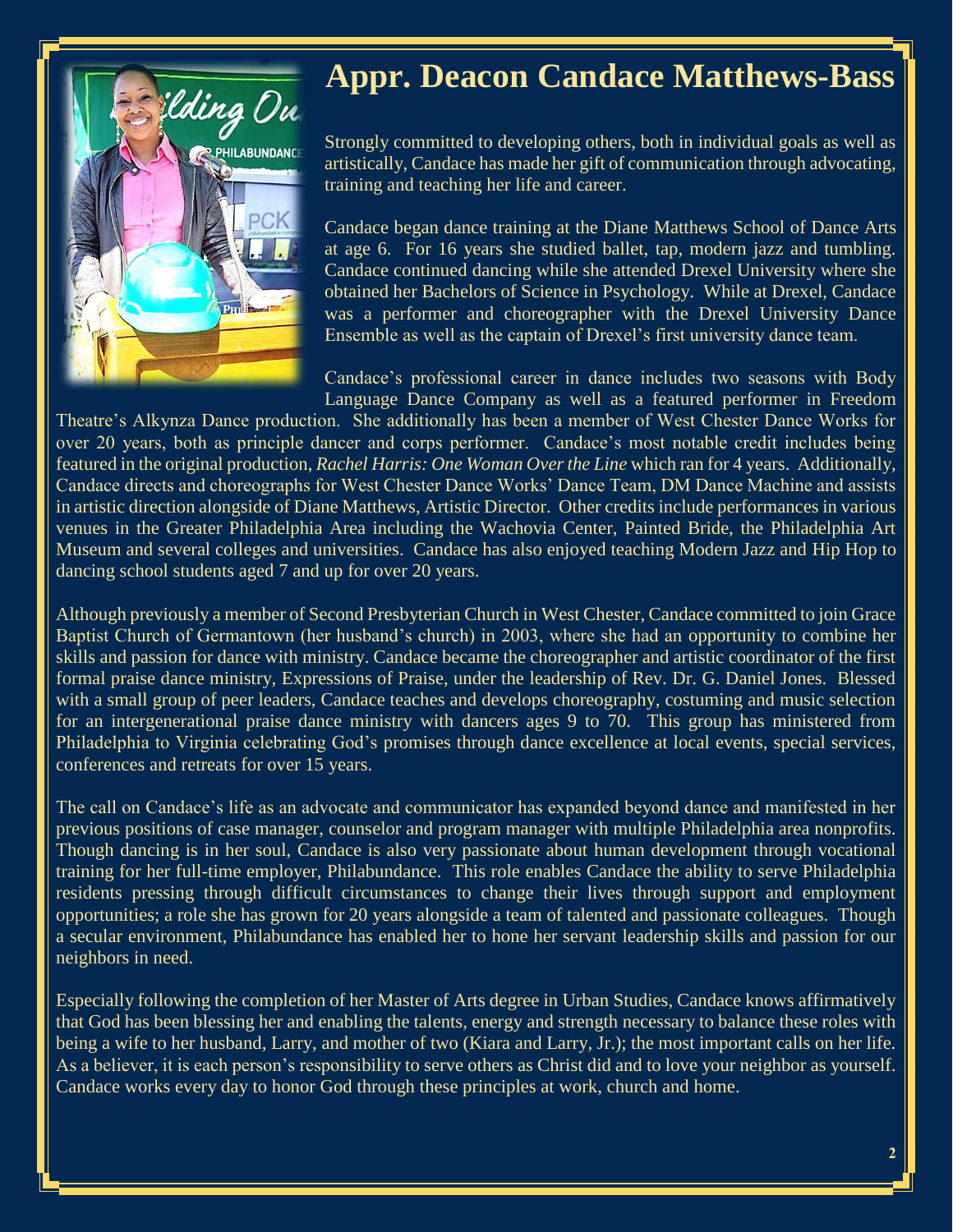# Appr. Deacon Candace Matthews-Bass

Strongly committed to developing others, both in individual goals as well as artistically, Candace has made her gift of communication through advocating, training and teaching her life and career.

Candace began dance training at the Diane Matthews School of Dance Arts at age 6. For 16 years she studied ballet, tap, modern jazz and tumbling. Candace continued dancing while she attended Drexel University where she obtained her Bachelors of Science in Psychology. While at Drexel, Candace was a performer and choreographer with the Drexel University Dance Ensemble as well as the captain of Drexel's first university dance team.

Candace's professional career in dance includes two seasons with Body Language Dance Company as well as a featured performer in Freedom Theatre's Alkynza Dance production. She additionally has been a member of West Chester Dance Works for over 20 years, both as principle dancer and corps performer. Candace's most notable credit includes being featured in the original production, *Rachel Harris: One Woman Over the Line* which ran for 4 years. Additionally, Candace directs and choreographs for West Chester Dance Works' Dance Team, DM Dance Machine and assists in artistic direction alongside of Diane Matthews, Artistic Director. Other credits include performances in various venues in the Greater Philadelphia Area including the Wachovia Center, Painted Bride, the Philadelphia Art Museum and several colleges and universities. Candace has also enjoyed teaching Modern Jazz and Hip Hop to dancing school students aged 7 and up for over 20 years.

Although previously a member of Second Presbyterian Church in West Chester, Candace committed to join Grace Baptist Church of Germantown (her husband's church) in 2003, where she had an opportunity to combine her skills and passion for dance with ministry. Candace became the choreographer and artistic coordinator of the first formal praise dance ministry, Expressions of Praise, under the leadership of Rev. Dr. G. Daniel Jones. Blessed with a small group of peer leaders, Candace teaches and develops choreography, costuming and music selection for an intergenerational praise dance ministry with dancers ages 9 to 70. This group has ministered from Philadelphia to Virginia celebrating God's promises through dance excellence at local events, special services, conferences and retreats for over 15 years.

The call on Candace's life as an advocate and communicator has expanded beyond dance and manifested in her previous positions of case manager, counselor and program manager with multiple Philadelphia area nonprofits. Though dancing is in her soul, Candace is also very passionate about human development through vocational training for her full-time employer, Philabundance. This role enables Candace the ability to serve Philadelphia residents pressing through difficult circumstances to change their lives through support and employment opportunities; a role she has grown for 20 years alongside a team of talented and passionate colleagues. Though a secular environment, Philabundance has enabled her to hone her servant leadership skills and passion for our neighbors in need.

Especially following the completion of her Master of Arts degree in Urban Studies, Candace knows affirmatively that God has been blessing her and enabling the talents, energy and strength necessary to balance these roles with being a wife to her husband, Larry, and mother of two (Kiara and Larry, Jr.); the most important calls on her life. As a believer, it is each person's responsibility to serve others as Christ did and to love your neighbor as yourself. Candace works every day to honor God through these principles at work, church and home.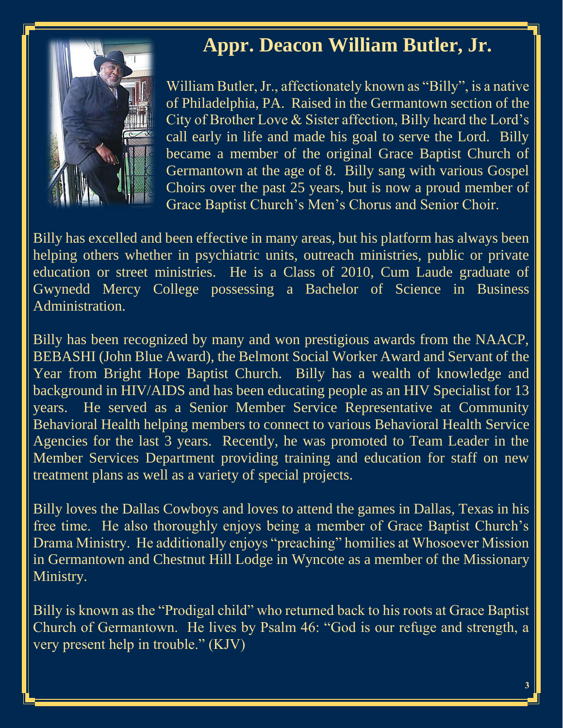# Appr. Deacon William Butler, Jr.

William Butler, Jr., affectionately known as "Billy", is a native of Philadelphia, PA. Raised in the Germantown section of the City of Brother Love & Sister affection, Billy heard the Lord's call early in life and made his goal to serve the Lord. Billy became a member of the original Grace Baptist Church of Germantown at the age of 8. Billy sang with various Gospel Choirs over the past 25 years, but is now a proud member of Grace Baptist Church's Men's Chorus and Senior Choir.

Billy has excelled and been effective in many areas, but his platform has always been helping others whether in psychiatric units, outreach ministries, public or private education or street ministries. He is a Class of 2010, Cum Laude graduate of Gwynedd Mercy College possessing a Bachelor of Science in Business Administration.

Billy has been recognized by many and won prestigious awards from the NAACP, BEBASHI (John Blue Award), the Belmont Social Worker Award and Servant of the Year from Bright Hope Baptist Church. Billy has a wealth of knowledge and background in HIV/AIDS and has been educating people as an HIV Specialist for 13 years. He served as a Senior Member Service Representative at Community Behavioral Health helping members to connect to various Behavioral Health Service Agencies for the last 3 years. Recently, he was promoted to Team Leader in the Member Services Department providing training and education for staff on new treatment plans as well as a variety of special projects.

Billy loves the Dallas Cowboys and loves to attend the games in Dallas, Texas in his free time. He also thoroughly enjoys being a member of Grace Baptist Church's Drama Ministry. He additionally enjoys "preaching" homilies at Whosoever Mission in Germantown and Chestnut Hill Lodge in Wyncote as a member of the Missionary Ministry.

Billy is known as the "Prodigal child" who returned back to his roots at Grace Baptist Church of Germantown. He lives by Psalm 46: "God is our refuge and strength, a very present help in trouble." (KJV)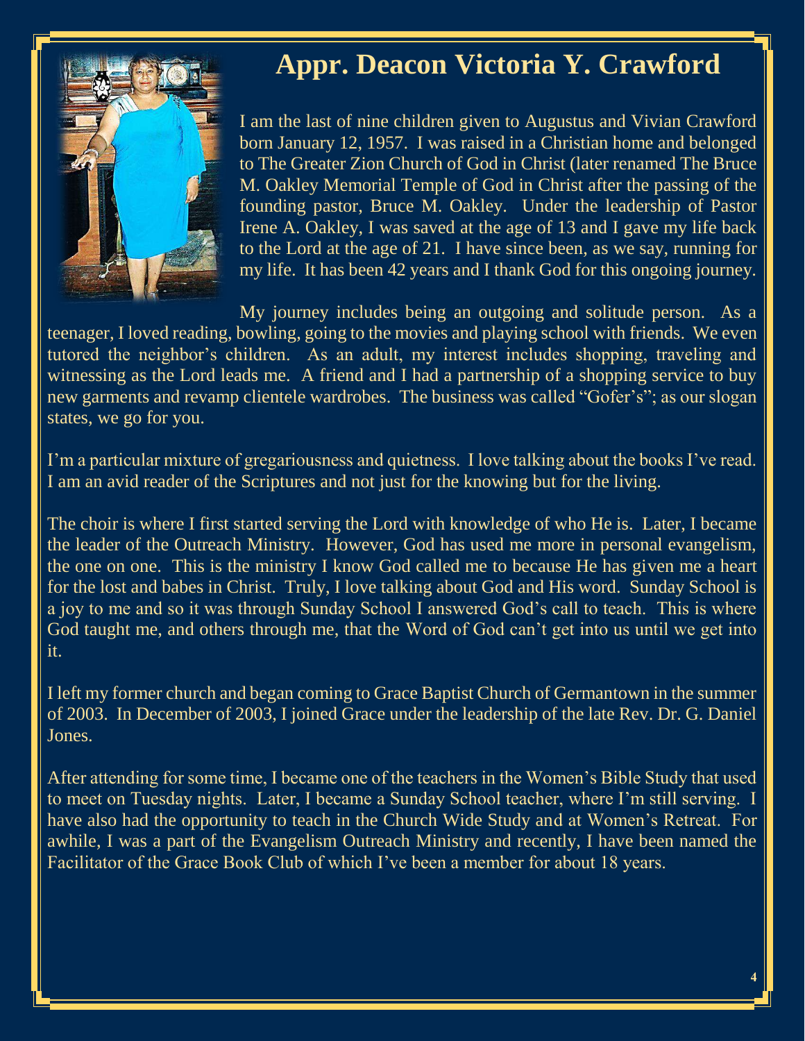# Appr. Deacon Victoria Y. Crawford

I am the last of nine children given to Augustus and Vivian Crawford born January 12, 1957. I was raised in a Christian home and belonged to The Greater Zion Church of God in Christ (later renamed The Bruce M. Oakley Memorial Temple of God in Christ after the passing of the founding pastor, Bruce M. Oakley. Under the leadership of Pastor Irene A. Oakley, I was saved at the age of 13 and I gave my life back to the Lord at the age of 21. I have since been, as we say, running for my life. It has been 42 years and I thank God for this ongoing journey.

My journey includes being an outgoing and solitude person. As a teenager, I loved reading, bowling, going to the movies and playing school with friends. We even tutored the neighbor's children. As an adult, my interest includes shopping, traveling and witnessing as the Lord leads me. A friend and I had a partnership of a shopping service to buy new garments and revamp clientele wardrobes. The business was called "Gofer's"; as our slogan states, we go for you.

I'm a particular mixture of gregariousness and quietness. I love talking about the books I've read. I am an avid reader of the Scriptures and not just for the knowing but for the living.

The choir is where I first started serving the Lord with knowledge of who He is. Later, I became the leader of the Outreach Ministry. However, God has used me more in personal evangelism, the one on one. This is the ministry I know God called me to because He has given me a heart for the lost and babes in Christ. Truly, I love talking about God and His word. Sunday School is a joy to me and so it was through Sunday School I answered God's call to teach. This is where God taught me, and others through me, that the Word of God can't get into us until we get into it.

I left my former church and began coming to Grace Baptist Church of Germantown in the summer of 2003. In December of 2003, I joined Grace under the leadership of the late Rev. Dr. G. Daniel Jones.

After attending for some time, I became one of the teachers in the Women's Bible Study that used to meet on Tuesday nights. Later, I became a Sunday School teacher, where I'm still serving. I have also had the opportunity to teach in the Church Wide Study and at Women's Retreat. For awhile, I was a part of the Evangelism Outreach Ministry and recently, I have been named the Facilitator of the Grace Book Club of which I've been a member for about 18 years.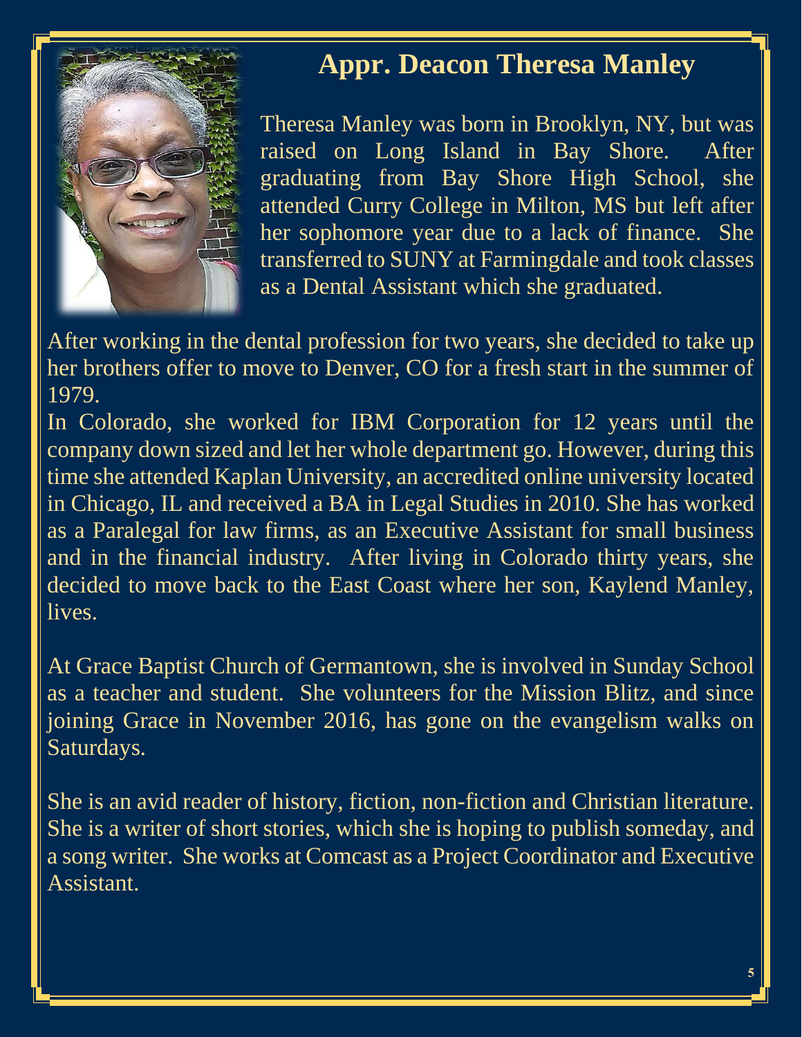# Appr. Deacon Theresa Manley

Theresa Manley was born in Brooklyn, NY, but was raised on Long Island in Bay Shore. After graduating from Bay Shore High School, she attended Curry College in Milton, MS but left after her sophomore year due to a lack of finance. She transferred to SUNY at Farmingdale and took classes as a Dental Assistant which she graduated.

After working in the dental profession for two years, she decided to take up her brothers offer to move to Denver, CO for a fresh start in the summer of 1979.

In Colorado, she worked for IBM Corporation for 12 years until the company down sized and let her whole department go. However, during this time she attended Kaplan University, an accredited online university located in Chicago, IL and received a BA in Legal Studies in 2010. She has worked as a Paralegal for law firms, as an Executive Assistant for small business and in the financial industry. After living in Colorado thirty years, she decided to move back to the East Coast where her son, Kaylend Manley, lives.

At Grace Baptist Church of Germantown, she is involved in Sunday School as a teacher and student. She volunteers for the Mission Blitz, and since joining Grace in November 2016, has gone on the evangelism walks on Saturdays.

She is an avid reader of history, fiction, non-fiction and Christian literature. She is a writer of short stories, which she is hoping to publish someday, and a song writer. She works at Comcast as a Project Coordinator and Executive Assistant.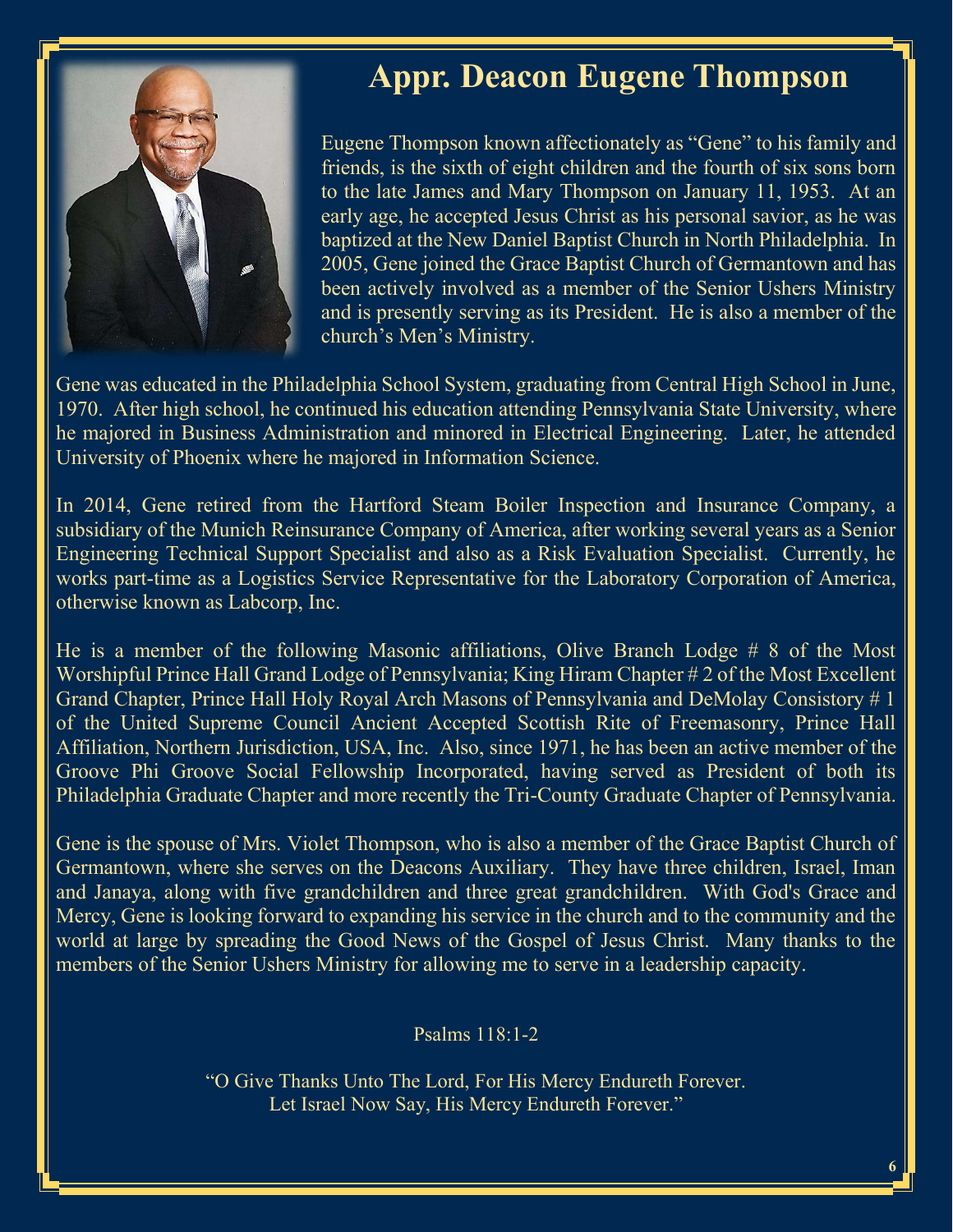# Appr. Deacon Eugene Thompson

Eugene Thompson known affectionately as "Gene" to his family and friends, is the sixth of eight children and the fourth of six sons born to the late James and Mary Thompson on January 11, 1953. At an early age, he accepted Jesus Christ as his personal savior, as he was baptized at the New Daniel Baptist Church in North Philadelphia. In 2005, Gene joined the Grace Baptist Church of Germantown and has been actively involved as a member of the Senior Ushers Ministry and is presently serving as its President. He is also a member of the church's Men's Ministry.

Gene was educated in the Philadelphia School System, graduating from Central High School in June, 1970. After high school, he continued his education attending Pennsylvania State University, where he majored in Business Administration and minored in Electrical Engineering. Later, he attended University of Phoenix where he majored in Information Science.

In 2014, Gene retired from the Hartford Steam Boiler Inspection and Insurance Company, a subsidiary of the Munich Reinsurance Company of America, after working several years as a Senior Engineering Technical Support Specialist and also as a Risk Evaluation Specialist. Currently, he works part-time as a Logistics Service Representative for the Laboratory Corporation of America, otherwise known as Labcorp, Inc.

He is a member of the following Masonic affiliations, Olive Branch Lodge # 8 of the Most Worshipful Prince Hall Grand Lodge of Pennsylvania; King Hiram Chapter # 2 of the Most Excellent Grand Chapter, Prince Hall Holy Royal Arch Masons of Pennsylvania and DeMolay Consistory # 1 of the United Supreme Council Ancient Accepted Scottish Rite of Freemasonry, Prince Hall Affiliation, Northern Jurisdiction, USA, Inc. Also, since 1971, he has been an active member of the Groove Phi Groove Social Fellowship Incorporated, having served as President of both its Philadelphia Graduate Chapter and more recently the Tri-County Graduate Chapter of Pennsylvania.

Gene is the spouse of Mrs. Violet Thompson, who is also a member of the Grace Baptist Church of Germantown, where she serves on the Deacons Auxiliary. They have three children, Israel, Iman and Janaya, along with five grandchildren and three great grandchildren. With God's Grace and Mercy, Gene is looking forward to expanding his service in the church and to the community and the world at large by spreading the Good News of the Gospel of Jesus Christ. Many thanks to the members of the Senior Ushers Ministry for allowing me to serve in a leadership capacity.

Psalms 118:1-2

"O Give Thanks Unto The Lord, For His Mercy Endureth Forever.
Let Israel Now Say, His Mercy Endureth Forever."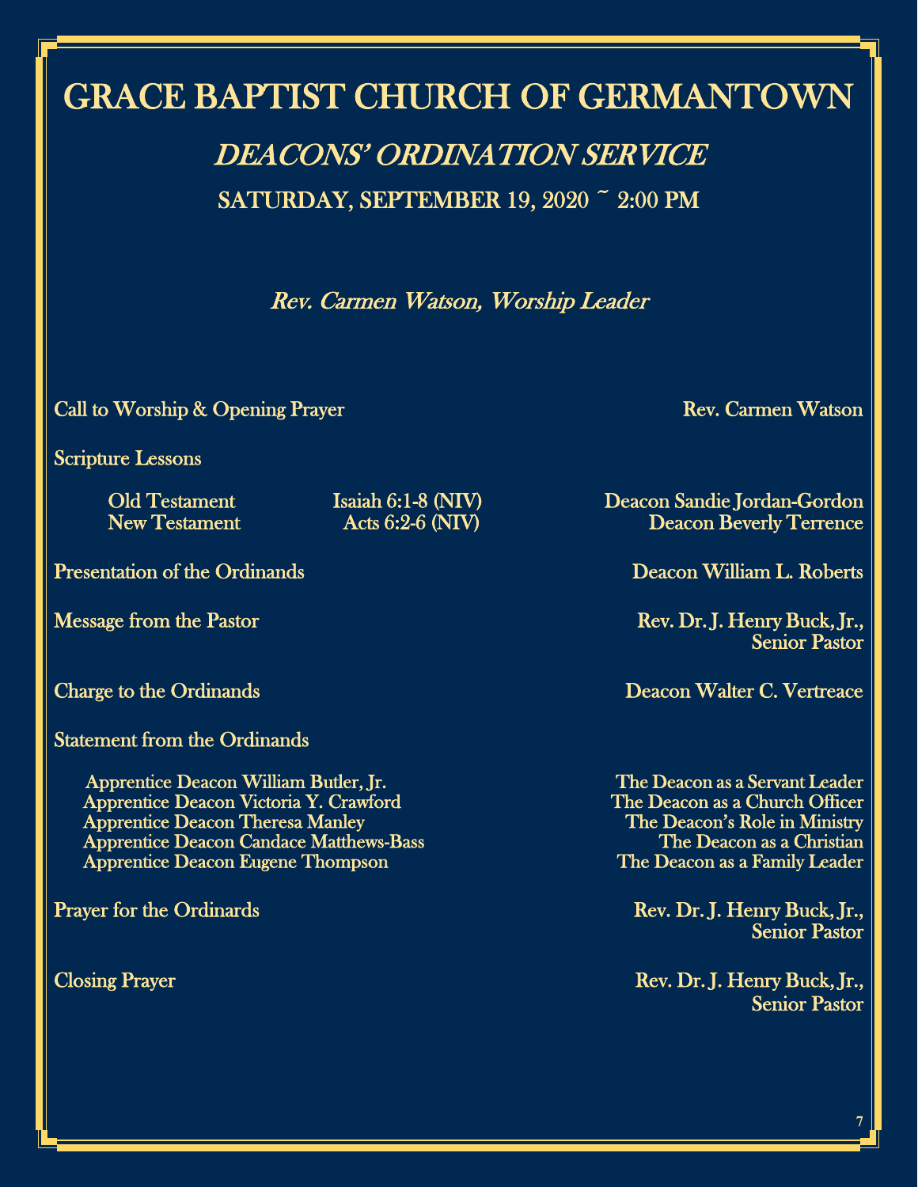# GRACE BAPTIST CHURCH OF GERMANTOWN

## *DEACONS' ORDINATION SERVICE*

### SATURDAY, SEPTEMBER 19, 2020 ~ 2:00 PM

*Rev. Carmen Watson, Worship Leader*

Call to Worship & Opening Prayer — Rev. Carmen Watson

Scripture Lessons

| | | |
|---|---|---|
| Old Testament | Isaiah 6:1-8 (NIV) | Deacon Sandie Jordan-Gordon |
| New Testament | Acts 6:2-6 (NIV) | Deacon Beverly Terrence |

Presentation of the Ordinands — Deacon William L. Roberts

Message from the Pastor — Rev. Dr. J. Henry Buck, Jr., Senior Pastor

Charge to the Ordinands — Deacon Walter C. Vertreace

Statement from the Ordinands

| | |
|---|---|
| Apprentice Deacon William Butler, Jr. | The Deacon as a Servant Leader |
| Apprentice Deacon Victoria Y. Crawford | The Deacon as a Church Officer |
| Apprentice Deacon Theresa Manley | The Deacon's Role in Ministry |
| Apprentice Deacon Candace Matthews-Bass | The Deacon as a Christian |
| Apprentice Deacon Eugene Thompson | The Deacon as a Family Leader |

Prayer for the Ordinards — Rev. Dr. J. Henry Buck, Jr., Senior Pastor

Closing Prayer — Rev. Dr. J. Henry Buck, Jr., Senior Pastor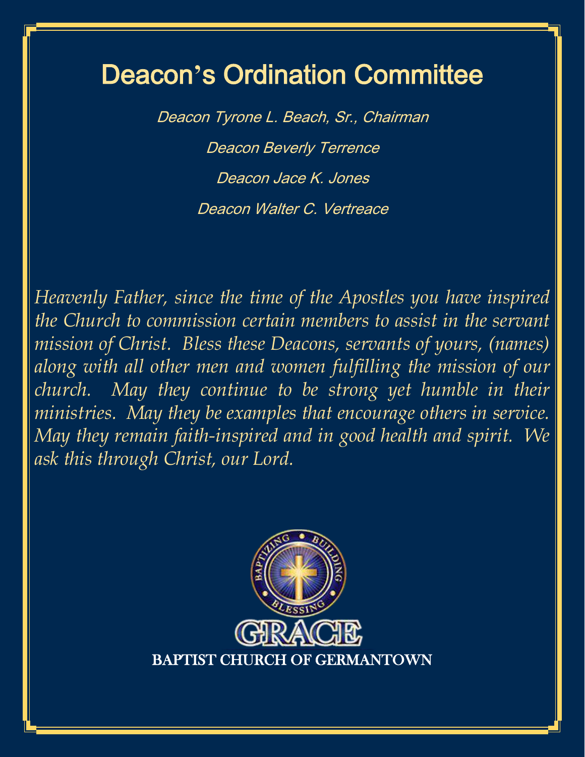# Deacon's Ordination Committee

*Deacon Tyrone L. Beach, Sr., Chairman*

*Deacon Beverly Terrence*

*Deacon Jace K. Jones*

*Deacon Walter C. Vertreace*

*Heavenly Father, since the time of the Apostles you have inspired the Church to commission certain members to assist in the servant mission of Christ. Bless these Deacons, servants of yours, (names) along with all other men and women fulfilling the mission of our church. May they continue to be strong yet humble in their ministries. May they be examples that encourage others in service. May they remain faith-inspired and in good health and spirit. We ask this through Christ, our Lord.*

BAPTIZING • BUILDING • BLESSING

GRACE

BAPTIST CHURCH OF GERMANTOWN